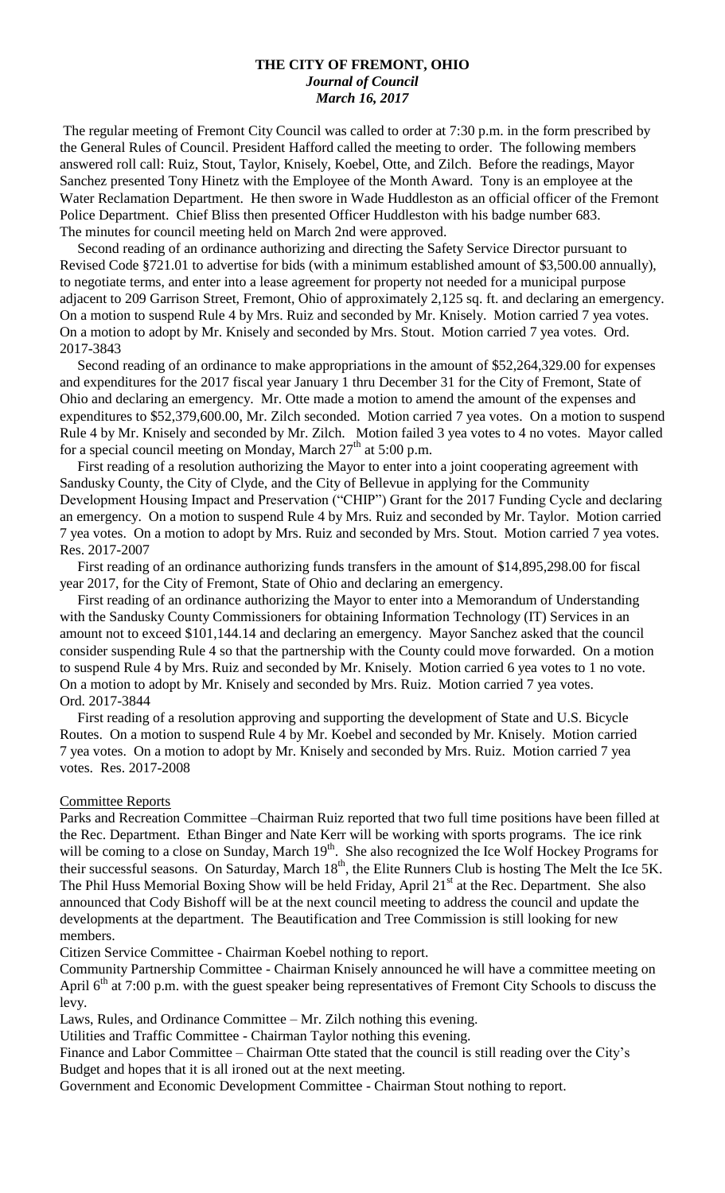# THE CITY OF FREMONT, OHIO

***Journal of Council***

***March 16, 2017***

The regular meeting of Fremont City Council was called to order at 7:30 p.m. in the form prescribed by the General Rules of Council. President Hafford called the meeting to order. The following members answered roll call: Ruiz, Stout, Taylor, Knisely, Koebel, Otte, and Zilch. Before the readings, Mayor Sanchez presented Tony Hinetz with the Employee of the Month Award. Tony is an employee at the Water Reclamation Department. He then swore in Wade Huddleston as an official officer of the Fremont Police Department. Chief Bliss then presented Officer Huddleston with his badge number 683. The minutes for council meeting held on March 2nd were approved.

Second reading of an ordinance authorizing and directing the Safety Service Director pursuant to Revised Code §721.01 to advertise for bids (with a minimum established amount of $3,500.00 annually), to negotiate terms, and enter into a lease agreement for property not needed for a municipal purpose adjacent to 209 Garrison Street, Fremont, Ohio of approximately 2,125 sq. ft. and declaring an emergency. On a motion to suspend Rule 4 by Mrs. Ruiz and seconded by Mr. Knisely. Motion carried 7 yea votes. On a motion to adopt by Mr. Knisely and seconded by Mrs. Stout. Motion carried 7 yea votes. Ord. 2017-3843

Second reading of an ordinance to make appropriations in the amount of $52,264,329.00 for expenses and expenditures for the 2017 fiscal year January 1 thru December 31 for the City of Fremont, State of Ohio and declaring an emergency. Mr. Otte made a motion to amend the amount of the expenses and expenditures to $52,379,600.00, Mr. Zilch seconded. Motion carried 7 yea votes. On a motion to suspend Rule 4 by Mr. Knisely and seconded by Mr. Zilch. Motion failed 3 yea votes to 4 no votes. Mayor called for a special council meeting on Monday, March 27th at 5:00 p.m.

First reading of a resolution authorizing the Mayor to enter into a joint cooperating agreement with Sandusky County, the City of Clyde, and the City of Bellevue in applying for the Community Development Housing Impact and Preservation ("CHIP") Grant for the 2017 Funding Cycle and declaring an emergency. On a motion to suspend Rule 4 by Mrs. Ruiz and seconded by Mr. Taylor. Motion carried 7 yea votes. On a motion to adopt by Mrs. Ruiz and seconded by Mrs. Stout. Motion carried 7 yea votes. Res. 2017-2007

First reading of an ordinance authorizing funds transfers in the amount of $14,895,298.00 for fiscal year 2017, for the City of Fremont, State of Ohio and declaring an emergency.

First reading of an ordinance authorizing the Mayor to enter into a Memorandum of Understanding with the Sandusky County Commissioners for obtaining Information Technology (IT) Services in an amount not to exceed $101,144.14 and declaring an emergency. Mayor Sanchez asked that the council consider suspending Rule 4 so that the partnership with the County could move forwarded. On a motion to suspend Rule 4 by Mrs. Ruiz and seconded by Mr. Knisely. Motion carried 6 yea votes to 1 no vote. On a motion to adopt by Mr. Knisely and seconded by Mrs. Ruiz. Motion carried 7 yea votes. Ord. 2017-3844

First reading of a resolution approving and supporting the development of State and U.S. Bicycle Routes. On a motion to suspend Rule 4 by Mr. Koebel and seconded by Mr. Knisely. Motion carried 7 yea votes. On a motion to adopt by Mr. Knisely and seconded by Mrs. Ruiz. Motion carried 7 yea votes. Res. 2017-2008

Committee Reports

Parks and Recreation Committee –Chairman Ruiz reported that two full time positions have been filled at the Rec. Department. Ethan Binger and Nate Kerr will be working with sports programs. The ice rink will be coming to a close on Sunday, March 19th. She also recognized the Ice Wolf Hockey Programs for their successful seasons. On Saturday, March 18th, the Elite Runners Club is hosting The Melt the Ice 5K. The Phil Huss Memorial Boxing Show will be held Friday, April 21st at the Rec. Department. She also announced that Cody Bishoff will be at the next council meeting to address the council and update the developments at the department. The Beautification and Tree Commission is still looking for new members.

Citizen Service Committee - Chairman Koebel nothing to report.

Community Partnership Committee - Chairman Knisely announced he will have a committee meeting on April 6th at 7:00 p.m. with the guest speaker being representatives of Fremont City Schools to discuss the levy.

Laws, Rules, and Ordinance Committee – Mr. Zilch nothing this evening.

Utilities and Traffic Committee - Chairman Taylor nothing this evening.

Finance and Labor Committee – Chairman Otte stated that the council is still reading over the City's Budget and hopes that it is all ironed out at the next meeting.

Government and Economic Development Committee - Chairman Stout nothing to report.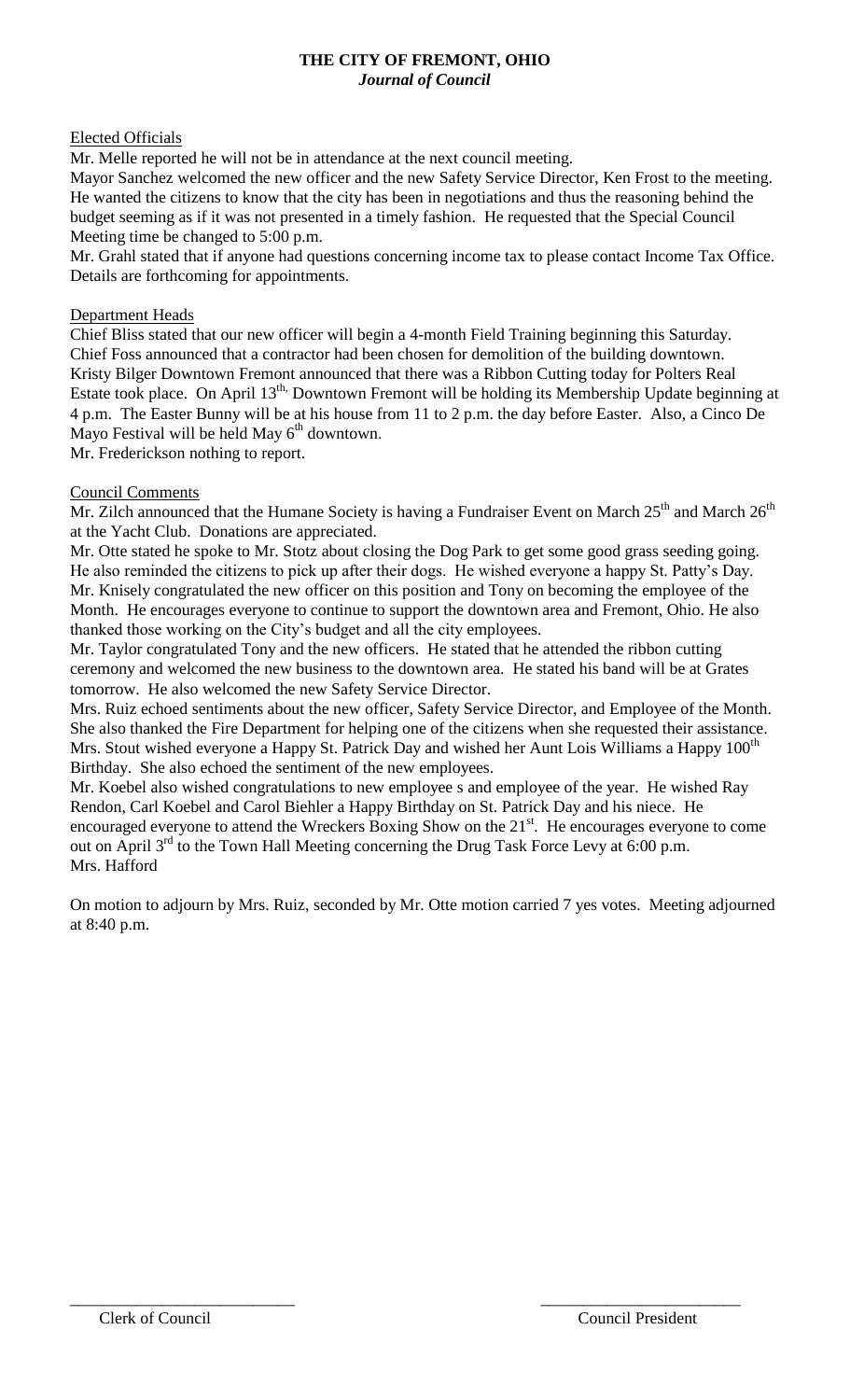Elected Officials

Mr. Melle reported he will not be in attendance at the next council meeting.

Mayor Sanchez welcomed the new officer and the new Safety Service Director, Ken Frost to the meeting. He wanted the citizens to know that the city has been in negotiations and thus the reasoning behind the budget seeming as if it was not presented in a timely fashion. He requested that the Special Council Meeting time be changed to 5:00 p.m.

Mr. Grahl stated that if anyone had questions concerning income tax to please contact Income Tax Office. Details are forthcoming for appointments.

Department Heads

Chief Bliss stated that our new officer will begin a 4-month Field Training beginning this Saturday.

Chief Foss announced that a contractor had been chosen for demolition of the building downtown.

Kristy Bilger Downtown Fremont announced that there was a Ribbon Cutting today for Polters Real Estate took place. On April 13th, Downtown Fremont will be holding its Membership Update beginning at 4 p.m. The Easter Bunny will be at his house from 11 to 2 p.m. the day before Easter. Also, a Cinco De Mayo Festival will be held May 6th downtown.

Mr. Frederickson nothing to report.

Council Comments

Mr. Zilch announced that the Humane Society is having a Fundraiser Event on March 25th and March 26th at the Yacht Club. Donations are appreciated.

Mr. Otte stated he spoke to Mr. Stotz about closing the Dog Park to get some good grass seeding going. He also reminded the citizens to pick up after their dogs. He wished everyone a happy St. Patty's Day.

Mr. Knisely congratulated the new officer on this position and Tony on becoming the employee of the Month. He encourages everyone to continue to support the downtown area and Fremont, Ohio. He also thanked those working on the City's budget and all the city employees.

Mr. Taylor congratulated Tony and the new officers. He stated that he attended the ribbon cutting ceremony and welcomed the new business to the downtown area. He stated his band will be at Grates tomorrow. He also welcomed the new Safety Service Director.

Mrs. Ruiz echoed sentiments about the new officer, Safety Service Director, and Employee of the Month. She also thanked the Fire Department for helping one of the citizens when she requested their assistance.

Mrs. Stout wished everyone a Happy St. Patrick Day and wished her Aunt Lois Williams a Happy 100th Birthday. She also echoed the sentiment of the new employees.

Mr. Koebel also wished congratulations to new employee s and employee of the year. He wished Ray Rendon, Carl Koebel and Carol Biehler a Happy Birthday on St. Patrick Day and his niece. He encouraged everyone to attend the Wreckers Boxing Show on the 21st. He encourages everyone to come out on April 3rd to the Town Hall Meeting concerning the Drug Task Force Levy at 6:00 p.m.

Mrs. Hafford

On motion to adjourn by Mrs. Ruiz, seconded by Mr. Otte motion carried 7 yes votes. Meeting adjourned at 8:40 p.m.

\_\_\_\_\_\_\_\_\_\_\_\_\_\_\_\_\_\_\_\_\_\_\_\_\_\_\_ \_\_\_\_\_\_\_\_\_\_\_\_\_\_\_\_\_\_\_\_\_\_\_\_\_\_\_

Clerk of Council Council President